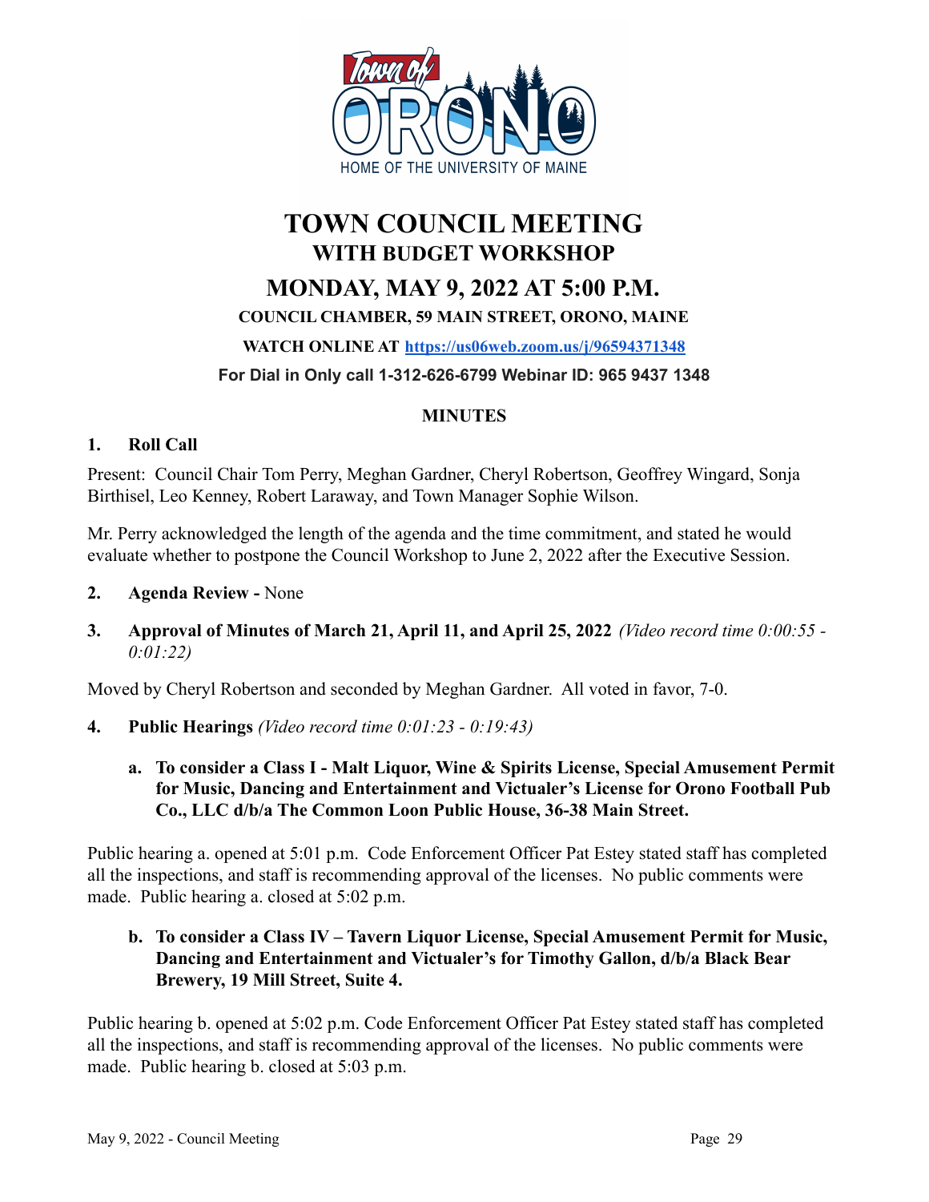# TOWN COUNCIL MEETING
## WITH BUDGET WORKSHOP
## MONDAY, MAY 9, 2022 AT 5:00 P.M.
### COUNCIL CHAMBER, 59 MAIN STREET, ORONO, MAINE
### WATCH ONLINE AT https://us06web.zoom.us/j/96594371348
### For Dial in Only call 1-312-626-6799 Webinar ID: 965 9437 1348

**MINUTES**

**1. Roll Call**

Present: Council Chair Tom Perry, Meghan Gardner, Cheryl Robertson, Geoffrey Wingard, Sonja Birthisel, Leo Kenney, Robert Laraway, and Town Manager Sophie Wilson.

Mr. Perry acknowledged the length of the agenda and the time commitment, and stated he would evaluate whether to postpone the Council Workshop to June 2, 2022 after the Executive Session.

**2. Agenda Review -** None

**3. Approval of Minutes of March 21, April 11, and April 25, 2022** *(Video record time 0:00:55 - 0:01:22)*

Moved by Cheryl Robertson and seconded by Meghan Gardner. All voted in favor, 7-0.

**4. Public Hearings** *(Video record time 0:01:23 - 0:19:43)*

**a. To consider a Class I - Malt Liquor, Wine & Spirits License, Special Amusement Permit for Music, Dancing and Entertainment and Victualer's License for Orono Football Pub Co., LLC d/b/a The Common Loon Public House, 36-38 Main Street.**

Public hearing a. opened at 5:01 p.m. Code Enforcement Officer Pat Estey stated staff has completed all the inspections, and staff is recommending approval of the licenses. No public comments were made. Public hearing a. closed at 5:02 p.m.

**b. To consider a Class IV – Tavern Liquor License, Special Amusement Permit for Music, Dancing and Entertainment and Victualer's for Timothy Gallon, d/b/a Black Bear Brewery, 19 Mill Street, Suite 4.**

Public hearing b. opened at 5:02 p.m. Code Enforcement Officer Pat Estey stated staff has completed all the inspections, and staff is recommending approval of the licenses. No public comments were made. Public hearing b. closed at 5:03 p.m.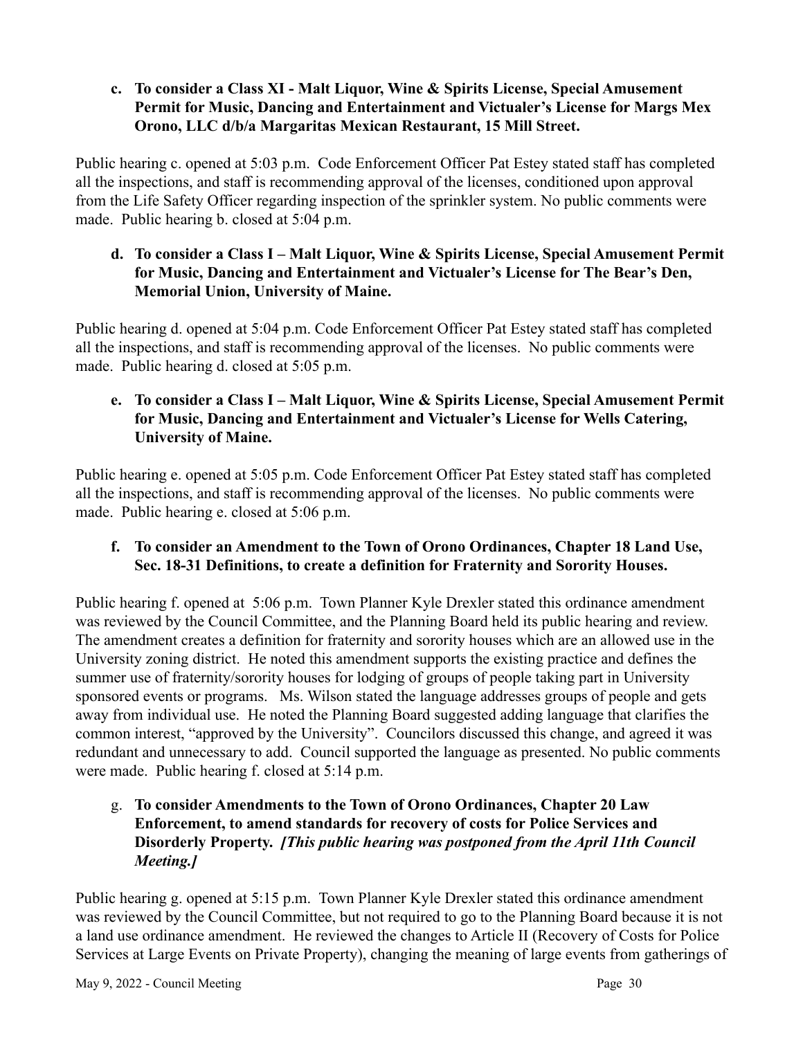**c. To consider a Class XI - Malt Liquor, Wine & Spirits License, Special Amusement Permit for Music, Dancing and Entertainment and Victualer's License for Margs Mex Orono, LLC d/b/a Margaritas Mexican Restaurant, 15 Mill Street.**

Public hearing c. opened at 5:03 p.m. Code Enforcement Officer Pat Estey stated staff has completed all the inspections, and staff is recommending approval of the licenses, conditioned upon approval from the Life Safety Officer regarding inspection of the sprinkler system. No public comments were made. Public hearing b. closed at 5:04 p.m.

**d. To consider a Class I – Malt Liquor, Wine & Spirits License, Special Amusement Permit for Music, Dancing and Entertainment and Victualer's License for The Bear's Den, Memorial Union, University of Maine.**

Public hearing d. opened at 5:04 p.m. Code Enforcement Officer Pat Estey stated staff has completed all the inspections, and staff is recommending approval of the licenses. No public comments were made. Public hearing d. closed at 5:05 p.m.

**e. To consider a Class I – Malt Liquor, Wine & Spirits License, Special Amusement Permit for Music, Dancing and Entertainment and Victualer's License for Wells Catering, University of Maine.**

Public hearing e. opened at 5:05 p.m. Code Enforcement Officer Pat Estey stated staff has completed all the inspections, and staff is recommending approval of the licenses. No public comments were made. Public hearing e. closed at 5:06 p.m.

**f. To consider an Amendment to the Town of Orono Ordinances, Chapter 18 Land Use, Sec. 18-31 Definitions, to create a definition for Fraternity and Sorority Houses.**

Public hearing f. opened at 5:06 p.m. Town Planner Kyle Drexler stated this ordinance amendment was reviewed by the Council Committee, and the Planning Board held its public hearing and review. The amendment creates a definition for fraternity and sorority houses which are an allowed use in the University zoning district. He noted this amendment supports the existing practice and defines the summer use of fraternity/sorority houses for lodging of groups of people taking part in University sponsored events or programs. Ms. Wilson stated the language addresses groups of people and gets away from individual use. He noted the Planning Board suggested adding language that clarifies the common interest, "approved by the University". Councilors discussed this change, and agreed it was redundant and unnecessary to add. Council supported the language as presented. No public comments were made. Public hearing f. closed at 5:14 p.m.

g. **To consider Amendments to the Town of Orono Ordinances, Chapter 20 Law Enforcement, to amend standards for recovery of costs for Police Services and Disorderly Property.** ***[This public hearing was postponed from the April 11th Council Meeting.]***

Public hearing g. opened at 5:15 p.m. Town Planner Kyle Drexler stated this ordinance amendment was reviewed by the Council Committee, but not required to go to the Planning Board because it is not a land use ordinance amendment. He reviewed the changes to Article II (Recovery of Costs for Police Services at Large Events on Private Property), changing the meaning of large events from gatherings of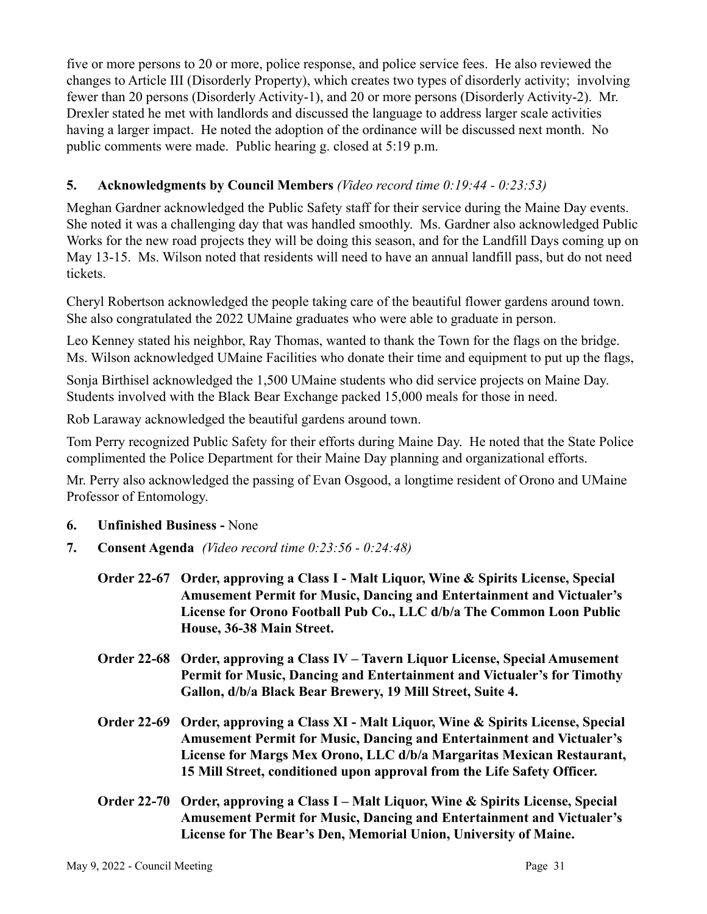five or more persons to 20 or more, police response, and police service fees. He also reviewed the changes to Article III (Disorderly Property), which creates two types of disorderly activity; involving fewer than 20 persons (Disorderly Activity-1), and 20 or more persons (Disorderly Activity-2). Mr. Drexler stated he met with landlords and discussed the language to address larger scale activities having a larger impact. He noted the adoption of the ordinance will be discussed next month. No public comments were made. Public hearing g. closed at 5:19 p.m.

**5. Acknowledgments by Council Members** *(Video record time 0:19:44 - 0:23:53)*

Meghan Gardner acknowledged the Public Safety staff for their service during the Maine Day events. She noted it was a challenging day that was handled smoothly. Ms. Gardner also acknowledged Public Works for the new road projects they will be doing this season, and for the Landfill Days coming up on May 13-15. Ms. Wilson noted that residents will need to have an annual landfill pass, but do not need tickets.

Cheryl Robertson acknowledged the people taking care of the beautiful flower gardens around town. She also congratulated the 2022 UMaine graduates who were able to graduate in person.

Leo Kenney stated his neighbor, Ray Thomas, wanted to thank the Town for the flags on the bridge. Ms. Wilson acknowledged UMaine Facilities who donate their time and equipment to put up the flags,

Sonja Birthisel acknowledged the 1,500 UMaine students who did service projects on Maine Day. Students involved with the Black Bear Exchange packed 15,000 meals for those in need.

Rob Laraway acknowledged the beautiful gardens around town.

Tom Perry recognized Public Safety for their efforts during Maine Day. He noted that the State Police complimented the Police Department for their Maine Day planning and organizational efforts.

Mr. Perry also acknowledged the passing of Evan Osgood, a longtime resident of Orono and UMaine Professor of Entomology.

**6. Unfinished Business -** None

**7. Consent Agenda** *(Video record time 0:23:56 - 0:24:48)*

**Order 22-67 Order, approving a Class I - Malt Liquor, Wine & Spirits License, Special Amusement Permit for Music, Dancing and Entertainment and Victualer's License for Orono Football Pub Co., LLC d/b/a The Common Loon Public House, 36-38 Main Street.**

**Order 22-68 Order, approving a Class IV – Tavern Liquor License, Special Amusement Permit for Music, Dancing and Entertainment and Victualer's for Timothy Gallon, d/b/a Black Bear Brewery, 19 Mill Street, Suite 4.**

**Order 22-69 Order, approving a Class XI - Malt Liquor, Wine & Spirits License, Special Amusement Permit for Music, Dancing and Entertainment and Victualer's License for Margs Mex Orono, LLC d/b/a Margaritas Mexican Restaurant, 15 Mill Street, conditioned upon approval from the Life Safety Officer.**

**Order 22-70 Order, approving a Class I – Malt Liquor, Wine & Spirits License, Special Amusement Permit for Music, Dancing and Entertainment and Victualer's License for The Bear's Den, Memorial Union, University of Maine.**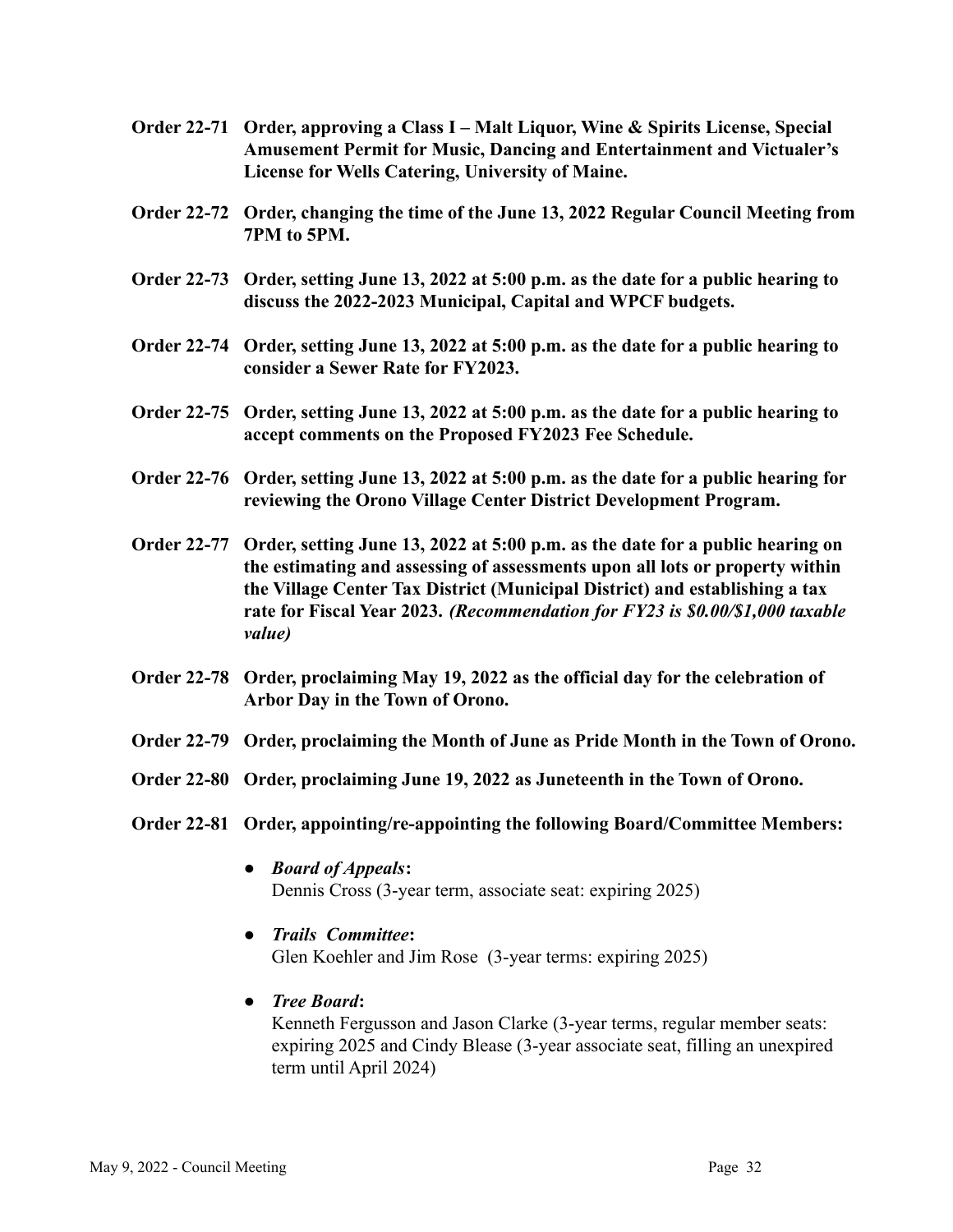**Order 22-71 Order, approving a Class I – Malt Liquor, Wine & Spirits License, Special Amusement Permit for Music, Dancing and Entertainment and Victualer's License for Wells Catering, University of Maine.**

**Order 22-72 Order, changing the time of the June 13, 2022 Regular Council Meeting from 7PM to 5PM.**

**Order 22-73 Order, setting June 13, 2022 at 5:00 p.m. as the date for a public hearing to discuss the 2022-2023 Municipal, Capital and WPCF budgets.**

**Order 22-74 Order, setting June 13, 2022 at 5:00 p.m. as the date for a public hearing to consider a Sewer Rate for FY2023.**

**Order 22-75 Order, setting June 13, 2022 at 5:00 p.m. as the date for a public hearing to accept comments on the Proposed FY2023 Fee Schedule.**

**Order 22-76 Order, setting June 13, 2022 at 5:00 p.m. as the date for a public hearing for reviewing the Orono Village Center District Development Program.**

**Order 22-77 Order, setting June 13, 2022 at 5:00 p.m. as the date for a public hearing on the estimating and assessing of assessments upon all lots or property within the Village Center Tax District (Municipal District) and establishing a tax rate for Fiscal Year 2023.** ***(Recommendation for FY23 is $0.00/$1,000 taxable value)***

**Order 22-78 Order, proclaiming May 19, 2022 as the official day for the celebration of Arbor Day in the Town of Orono.**

**Order 22-79 Order, proclaiming the Month of June as Pride Month in the Town of Orono.**

**Order 22-80 Order, proclaiming June 19, 2022 as Juneteenth in the Town of Orono.**

**Order 22-81 Order, appointing/re-appointing the following Board/Committee Members:**

- ***Board of Appeals*****:**
  Dennis Cross (3-year term, associate seat: expiring 2025)

- ***Trails Committee*****:**
  Glen Koehler and Jim Rose (3-year terms: expiring 2025)

- ***Tree Board*****:**
  Kenneth Fergusson and Jason Clarke (3-year terms, regular member seats: expiring 2025 and Cindy Blease (3-year associate seat, filling an unexpired term until April 2024)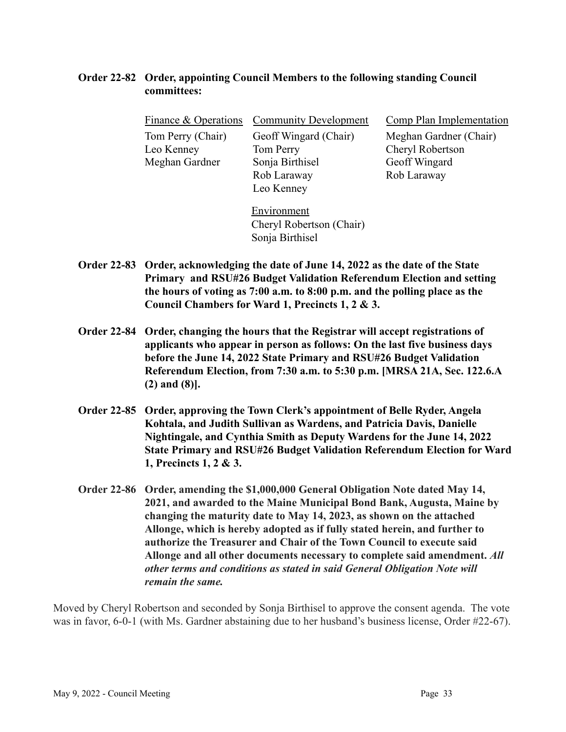**Order 22-82 Order, appointing Council Members to the following standing Council committees:**

| Finance & Operations | Community Development | Comp Plan Implementation |
|---|---|---|
| Tom Perry (Chair) | Geoff Wingard (Chair) | Meghan Gardner (Chair) |
| Leo Kenney | Tom Perry | Cheryl Robertson |
| Meghan Gardner | Sonja Birthisel | Geoff Wingard |
| | Rob Laraway | Rob Laraway |
| | Leo Kenney | |

Environment
Cheryl Robertson (Chair)
Sonja Birthisel

**Order 22-83 Order, acknowledging the date of June 14, 2022 as the date of the State Primary and RSU#26 Budget Validation Referendum Election and setting the hours of voting as 7:00 a.m. to 8:00 p.m. and the polling place as the Council Chambers for Ward 1, Precincts 1, 2 & 3.**

**Order 22-84 Order, changing the hours that the Registrar will accept registrations of applicants who appear in person as follows: On the last five business days before the June 14, 2022 State Primary and RSU#26 Budget Validation Referendum Election, from 7:30 a.m. to 5:30 p.m. [MRSA 21A, Sec. 122.6.A (2) and (8)].**

**Order 22-85 Order, approving the Town Clerk's appointment of Belle Ryder, Angela Kohtala, and Judith Sullivan as Wardens, and Patricia Davis, Danielle Nightingale, and Cynthia Smith as Deputy Wardens for the June 14, 2022 State Primary and RSU#26 Budget Validation Referendum Election for Ward 1, Precincts 1, 2 & 3.**

**Order 22-86 Order, amending the $1,000,000 General Obligation Note dated May 14, 2021, and awarded to the Maine Municipal Bond Bank, Augusta, Maine by changing the maturity date to May 14, 2023, as shown on the attached Allonge, which is hereby adopted as if fully stated herein, and further to authorize the Treasurer and Chair of the Town Council to execute said Allonge and all other documents necessary to complete said amendment. *All other terms and conditions as stated in said General Obligation Note will remain the same.***

Moved by Cheryl Robertson and seconded by Sonja Birthisel to approve the consent agenda. The vote was in favor, 6-0-1 (with Ms. Gardner abstaining due to her husband's business license, Order #22-67).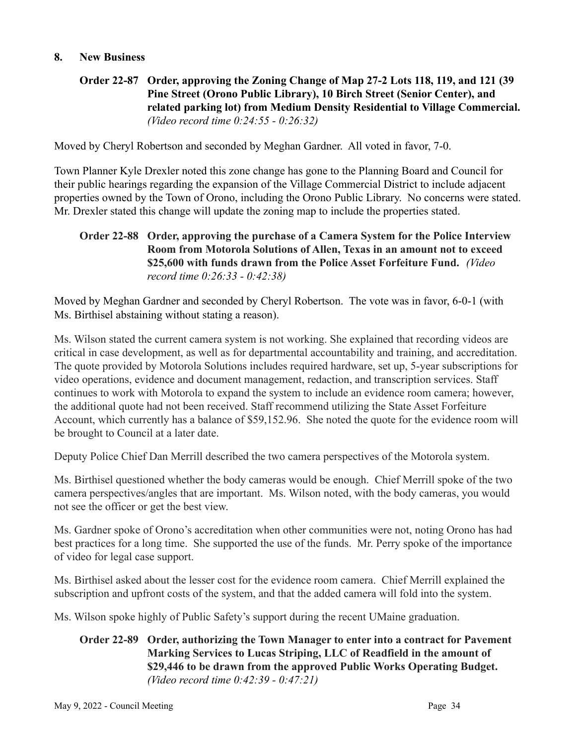## 8. New Business

**Order 22-87 Order, approving the Zoning Change of Map 27-2 Lots 118, 119, and 121 (39 Pine Street (Orono Public Library), 10 Birch Street (Senior Center), and related parking lot) from Medium Density Residential to Village Commercial.** *(Video record time 0:24:55 - 0:26:32)*

Moved by Cheryl Robertson and seconded by Meghan Gardner. All voted in favor, 7-0.

Town Planner Kyle Drexler noted this zone change has gone to the Planning Board and Council for their public hearings regarding the expansion of the Village Commercial District to include adjacent properties owned by the Town of Orono, including the Orono Public Library. No concerns were stated. Mr. Drexler stated this change will update the zoning map to include the properties stated.

**Order 22-88 Order, approving the purchase of a Camera System for the Police Interview Room from Motorola Solutions of Allen, Texas in an amount not to exceed $25,600 with funds drawn from the Police Asset Forfeiture Fund.** *(Video record time 0:26:33 - 0:42:38)*

Moved by Meghan Gardner and seconded by Cheryl Robertson. The vote was in favor, 6-0-1 (with Ms. Birthisel abstaining without stating a reason).

Ms. Wilson stated the current camera system is not working. She explained that recording videos are critical in case development, as well as for departmental accountability and training, and accreditation. The quote provided by Motorola Solutions includes required hardware, set up, 5-year subscriptions for video operations, evidence and document management, redaction, and transcription services. Staff continues to work with Motorola to expand the system to include an evidence room camera; however, the additional quote had not been received. Staff recommend utilizing the State Asset Forfeiture Account, which currently has a balance of $59,152.96. She noted the quote for the evidence room will be brought to Council at a later date.

Deputy Police Chief Dan Merrill described the two camera perspectives of the Motorola system.

Ms. Birthisel questioned whether the body cameras would be enough. Chief Merrill spoke of the two camera perspectives/angles that are important. Ms. Wilson noted, with the body cameras, you would not see the officer or get the best view.

Ms. Gardner spoke of Orono's accreditation when other communities were not, noting Orono has had best practices for a long time. She supported the use of the funds. Mr. Perry spoke of the importance of video for legal case support.

Ms. Birthisel asked about the lesser cost for the evidence room camera. Chief Merrill explained the subscription and upfront costs of the system, and that the added camera will fold into the system.

Ms. Wilson spoke highly of Public Safety's support during the recent UMaine graduation.

**Order 22-89 Order, authorizing the Town Manager to enter into a contract for Pavement Marking Services to Lucas Striping, LLC of Readfield in the amount of $29,446 to be drawn from the approved Public Works Operating Budget.** *(Video record time 0:42:39 - 0:47:21)*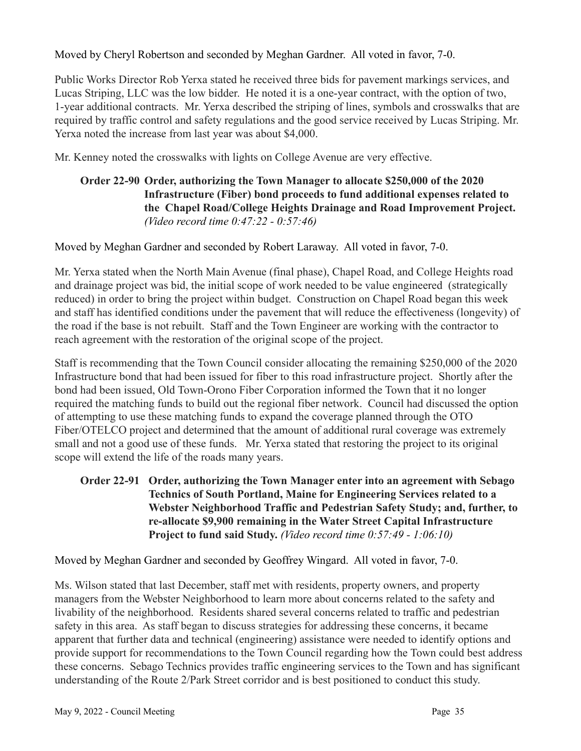Moved by Cheryl Robertson and seconded by Meghan Gardner. All voted in favor, 7-0.

Public Works Director Rob Yerxa stated he received three bids for pavement markings services, and Lucas Striping, LLC was the low bidder. He noted it is a one-year contract, with the option of two, 1-year additional contracts. Mr. Yerxa described the striping of lines, symbols and crosswalks that are required by traffic control and safety regulations and the good service received by Lucas Striping. Mr. Yerxa noted the increase from last year was about $4,000.

Mr. Kenney noted the crosswalks with lights on College Avenue are very effective.

**Order 22-90 Order, authorizing the Town Manager to allocate $250,000 of the 2020 Infrastructure (Fiber) bond proceeds to fund additional expenses related to the Chapel Road/College Heights Drainage and Road Improvement Project.** *(Video record time 0:47:22 - 0:57:46)*

Moved by Meghan Gardner and seconded by Robert Laraway. All voted in favor, 7-0.

Mr. Yerxa stated when the North Main Avenue (final phase), Chapel Road, and College Heights road and drainage project was bid, the initial scope of work needed to be value engineered (strategically reduced) in order to bring the project within budget. Construction on Chapel Road began this week and staff has identified conditions under the pavement that will reduce the effectiveness (longevity) of the road if the base is not rebuilt. Staff and the Town Engineer are working with the contractor to reach agreement with the restoration of the original scope of the project.

Staff is recommending that the Town Council consider allocating the remaining $250,000 of the 2020 Infrastructure bond that had been issued for fiber to this road infrastructure project. Shortly after the bond had been issued, Old Town-Orono Fiber Corporation informed the Town that it no longer required the matching funds to build out the regional fiber network. Council had discussed the option of attempting to use these matching funds to expand the coverage planned through the OTO Fiber/OTELCO project and determined that the amount of additional rural coverage was extremely small and not a good use of these funds. Mr. Yerxa stated that restoring the project to its original scope will extend the life of the roads many years.

**Order 22-91 Order, authorizing the Town Manager enter into an agreement with Sebago Technics of South Portland, Maine for Engineering Services related to a Webster Neighborhood Traffic and Pedestrian Safety Study; and, further, to re-allocate $9,900 remaining in the Water Street Capital Infrastructure Project to fund said Study.** *(Video record time 0:57:49 - 1:06:10)*

Moved by Meghan Gardner and seconded by Geoffrey Wingard. All voted in favor, 7-0.

Ms. Wilson stated that last December, staff met with residents, property owners, and property managers from the Webster Neighborhood to learn more about concerns related to the safety and livability of the neighborhood. Residents shared several concerns related to traffic and pedestrian safety in this area. As staff began to discuss strategies for addressing these concerns, it became apparent that further data and technical (engineering) assistance were needed to identify options and provide support for recommendations to the Town Council regarding how the Town could best address these concerns. Sebago Technics provides traffic engineering services to the Town and has significant understanding of the Route 2/Park Street corridor and is best positioned to conduct this study.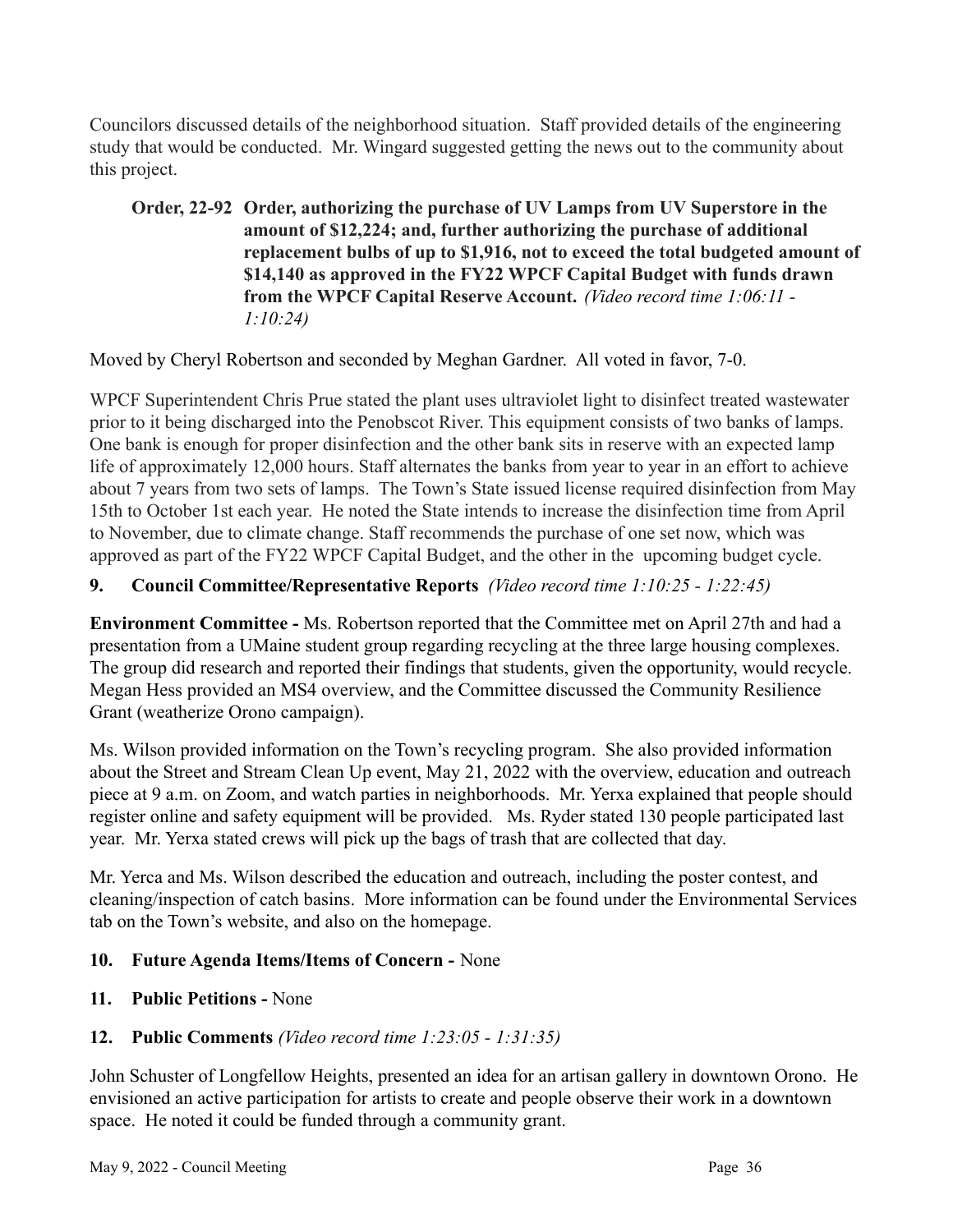Councilors discussed details of the neighborhood situation. Staff provided details of the engineering study that would be conducted. Mr. Wingard suggested getting the news out to the community about this project.

**Order, 22-92 Order, authorizing the purchase of UV Lamps from UV Superstore in the amount of $12,224; and, further authorizing the purchase of additional replacement bulbs of up to $1,916, not to exceed the total budgeted amount of $14,140 as approved in the FY22 WPCF Capital Budget with funds drawn from the WPCF Capital Reserve Account.** *(Video record time 1:06:11 - 1:10:24)*

Moved by Cheryl Robertson and seconded by Meghan Gardner. All voted in favor, 7-0.

WPCF Superintendent Chris Prue stated the plant uses ultraviolet light to disinfect treated wastewater prior to it being discharged into the Penobscot River. This equipment consists of two banks of lamps. One bank is enough for proper disinfection and the other bank sits in reserve with an expected lamp life of approximately 12,000 hours. Staff alternates the banks from year to year in an effort to achieve about 7 years from two sets of lamps. The Town's State issued license required disinfection from May 15th to October 1st each year. He noted the State intends to increase the disinfection time from April to November, due to climate change. Staff recommends the purchase of one set now, which was approved as part of the FY22 WPCF Capital Budget, and the other in the upcoming budget cycle.

**9. Council Committee/Representative Reports** *(Video record time 1:10:25 - 1:22:45)*

**Environment Committee -** Ms. Robertson reported that the Committee met on April 27th and had a presentation from a UMaine student group regarding recycling at the three large housing complexes. The group did research and reported their findings that students, given the opportunity, would recycle. Megan Hess provided an MS4 overview, and the Committee discussed the Community Resilience Grant (weatherize Orono campaign).

Ms. Wilson provided information on the Town's recycling program. She also provided information about the Street and Stream Clean Up event, May 21, 2022 with the overview, education and outreach piece at 9 a.m. on Zoom, and watch parties in neighborhoods. Mr. Yerxa explained that people should register online and safety equipment will be provided. Ms. Ryder stated 130 people participated last year. Mr. Yerxa stated crews will pick up the bags of trash that are collected that day.

Mr. Yerca and Ms. Wilson described the education and outreach, including the poster contest, and cleaning/inspection of catch basins. More information can be found under the Environmental Services tab on the Town's website, and also on the homepage.

**10. Future Agenda Items/Items of Concern -** None

**11. Public Petitions -** None

**12. Public Comments** *(Video record time 1:23:05 - 1:31:35)*

John Schuster of Longfellow Heights, presented an idea for an artisan gallery in downtown Orono. He envisioned an active participation for artists to create and people observe their work in a downtown space. He noted it could be funded through a community grant.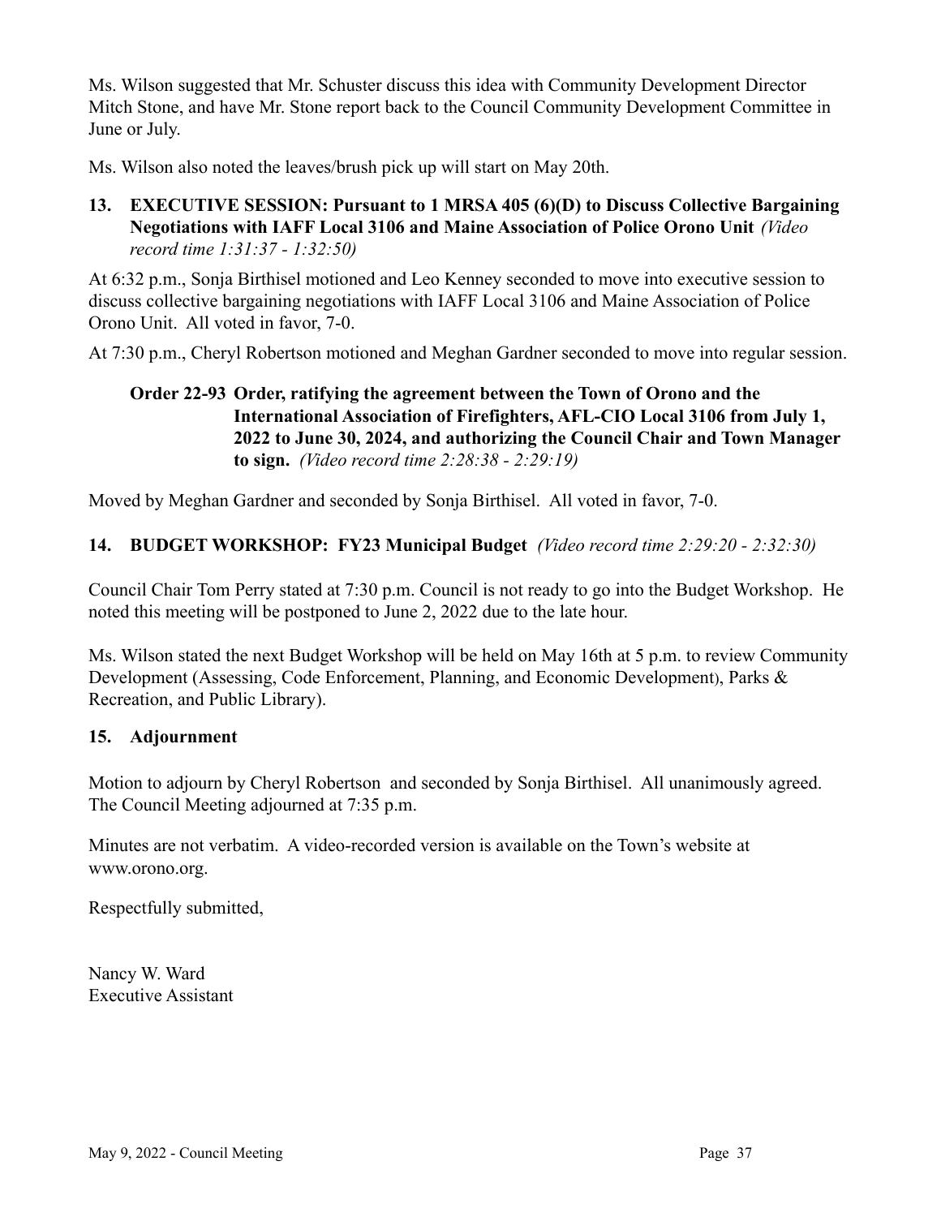Ms. Wilson suggested that Mr. Schuster discuss this idea with Community Development Director Mitch Stone, and have Mr. Stone report back to the Council Community Development Committee in June or July.

Ms. Wilson also noted the leaves/brush pick up will start on May 20th.

**13. EXECUTIVE SESSION: Pursuant to 1 MRSA 405 (6)(D) to Discuss Collective Bargaining Negotiations with IAFF Local 3106 and Maine Association of Police Orono Unit** *(Video record time 1:31:37 - 1:32:50)*

At 6:32 p.m., Sonja Birthisel motioned and Leo Kenney seconded to move into executive session to discuss collective bargaining negotiations with IAFF Local 3106 and Maine Association of Police Orono Unit. All voted in favor, 7-0.

At 7:30 p.m., Cheryl Robertson motioned and Meghan Gardner seconded to move into regular session.

**Order 22-93 Order, ratifying the agreement between the Town of Orono and the International Association of Firefighters, AFL-CIO Local 3106 from July 1, 2022 to June 30, 2024, and authorizing the Council Chair and Town Manager to sign.** *(Video record time 2:28:38 - 2:29:19)*

Moved by Meghan Gardner and seconded by Sonja Birthisel. All voted in favor, 7-0.

**14. BUDGET WORKSHOP: FY23 Municipal Budget** *(Video record time 2:29:20 - 2:32:30)*

Council Chair Tom Perry stated at 7:30 p.m. Council is not ready to go into the Budget Workshop. He noted this meeting will be postponed to June 2, 2022 due to the late hour.

Ms. Wilson stated the next Budget Workshop will be held on May 16th at 5 p.m. to review Community Development (Assessing, Code Enforcement, Planning, and Economic Development), Parks & Recreation, and Public Library).

**15. Adjournment**

Motion to adjourn by Cheryl Robertson and seconded by Sonja Birthisel. All unanimously agreed. The Council Meeting adjourned at 7:35 p.m.

Minutes are not verbatim. A video-recorded version is available on the Town's website at www.orono.org.

Respectfully submitted,

Nancy W. Ward
Executive Assistant